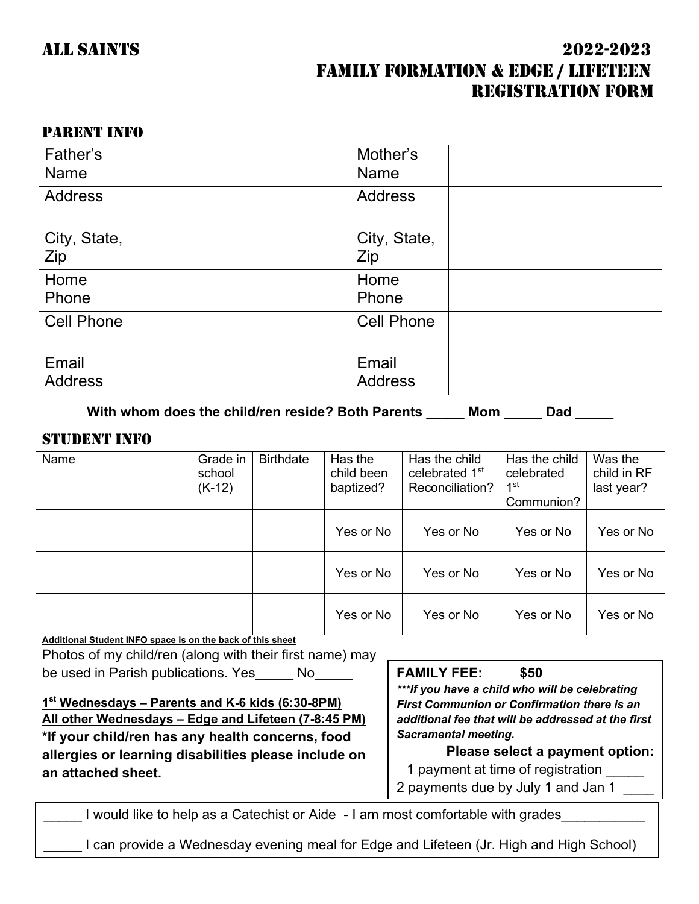# ALL SAINTS

# 2022-2023 FAMILY FORMATION & EDGE / LIFETEEN REGISTRATION FORM

## PARENT INFO

| Father's Name | | Mother's Name | |
|---|---|---|---|
| Address | | Address | |
| City, State, Zip | | City, State, Zip | |
| Home Phone | | Home Phone | |
| Cell Phone | | Cell Phone | |
| Email Address | | Email Address | |

**With whom does the child/ren reside? Both Parents _____ Mom _____ Dad _____**

## STUDENT INFO

| Name | Grade in school (K-12) | Birthdate | Has the child been baptized? | Has the child celebrated 1st Reconciliation? | Has the child celebrated 1st Communion? | Was the child in RF last year? |
|---|---|---|---|---|---|---|
| | | | Yes or No | Yes or No | Yes or No | Yes or No |
| | | | Yes or No | Yes or No | Yes or No | Yes or No |
| | | | Yes or No | Yes or No | Yes or No | Yes or No |

**Additional Student INFO space is on the back of this sheet**

Photos of my child/ren (along with their first name) may be used in Parish publications. Yes_____ No_____

**1st Wednesdays – Parents and K-6 kids (6:30-8PM)**
**All other Wednesdays – Edge and Lifeteen (7-8:45 PM)**

***If your child/ren has any health concerns, food allergies or learning disabilities please include on an attached sheet.**

**FAMILY FEE: $50**

***\*\*If you have a child who will be celebrating First Communion or Confirmation there is an additional fee that will be addressed at the first Sacramental meeting.***

**Please select a payment option:**

1 payment at time of registration _____

2 payments due by July 1 and Jan 1 ____

_____ I would like to help as a Catechist or Aide - I am most comfortable with grades___________

_____ I can provide a Wednesday evening meal for Edge and Lifeteen (Jr. High and High School)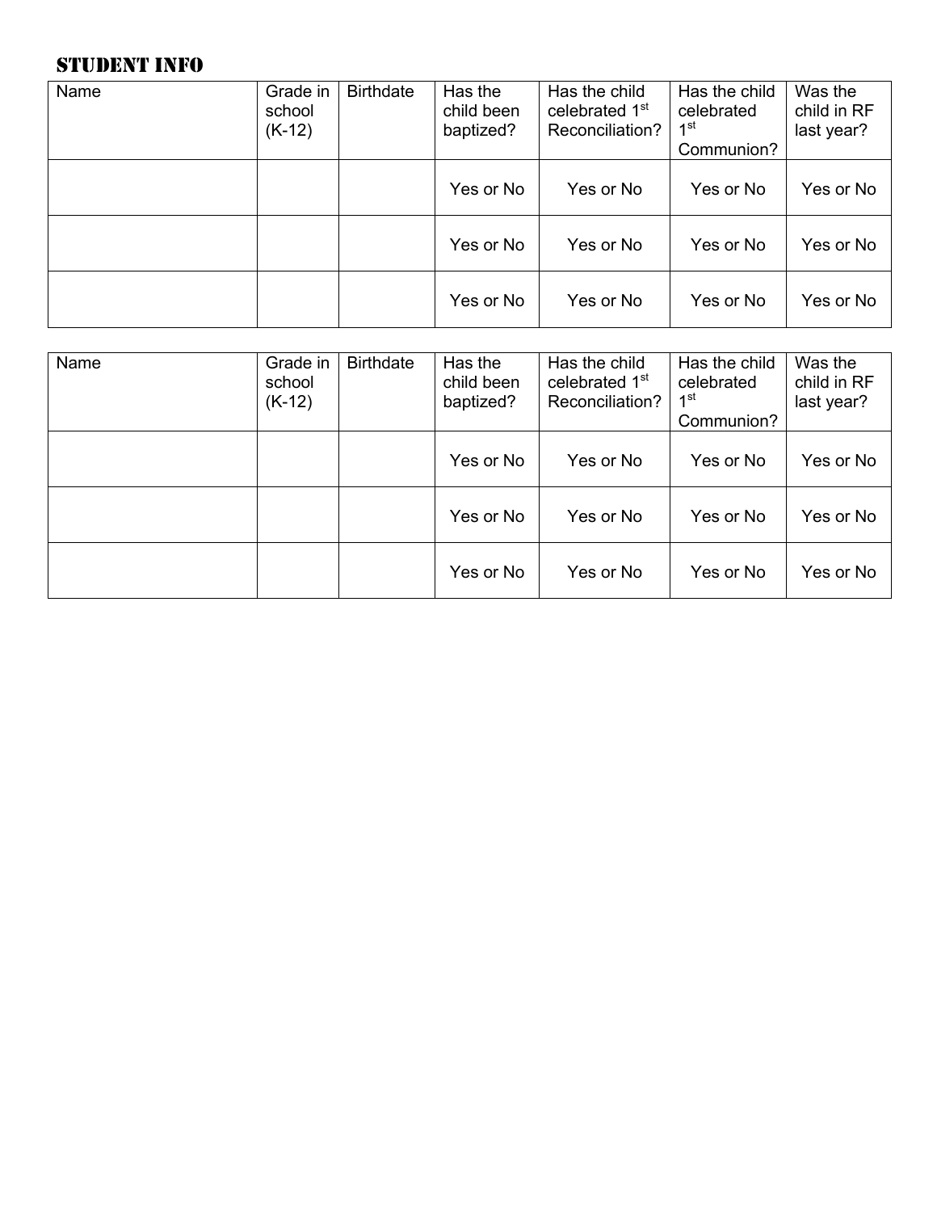## STUDENT INFO

| Name | Grade in school (K-12) | Birthdate | Has the child been baptized? | Has the child celebrated 1st Reconciliation? | Has the child celebrated 1st Communion? | Was the child in RF last year? |
|---|---|---|---|---|---|---|
| | | | Yes or No | Yes or No | Yes or No | Yes or No |
| | | | Yes or No | Yes or No | Yes or No | Yes or No |
| | | | Yes or No | Yes or No | Yes or No | Yes or No |

| Name | Grade in school (K-12) | Birthdate | Has the child been baptized? | Has the child celebrated 1st Reconciliation? | Has the child celebrated 1st Communion? | Was the child in RF last year? |
|---|---|---|---|---|---|---|
| | | | Yes or No | Yes or No | Yes or No | Yes or No |
| | | | Yes or No | Yes or No | Yes or No | Yes or No |
| | | | Yes or No | Yes or No | Yes or No | Yes or No |